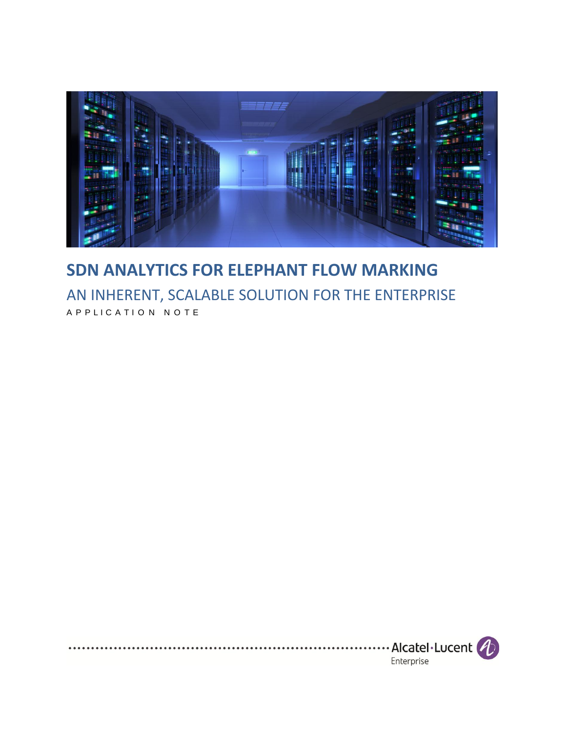# SDN ANALYTICS FOR ELEPHANT FLOW MARKING

## AN INHERENT, SCALABLE SOLUTION FOR THE ENTERPRISE

APPLICATION NOTE

Alcatel·Lucent Enterprise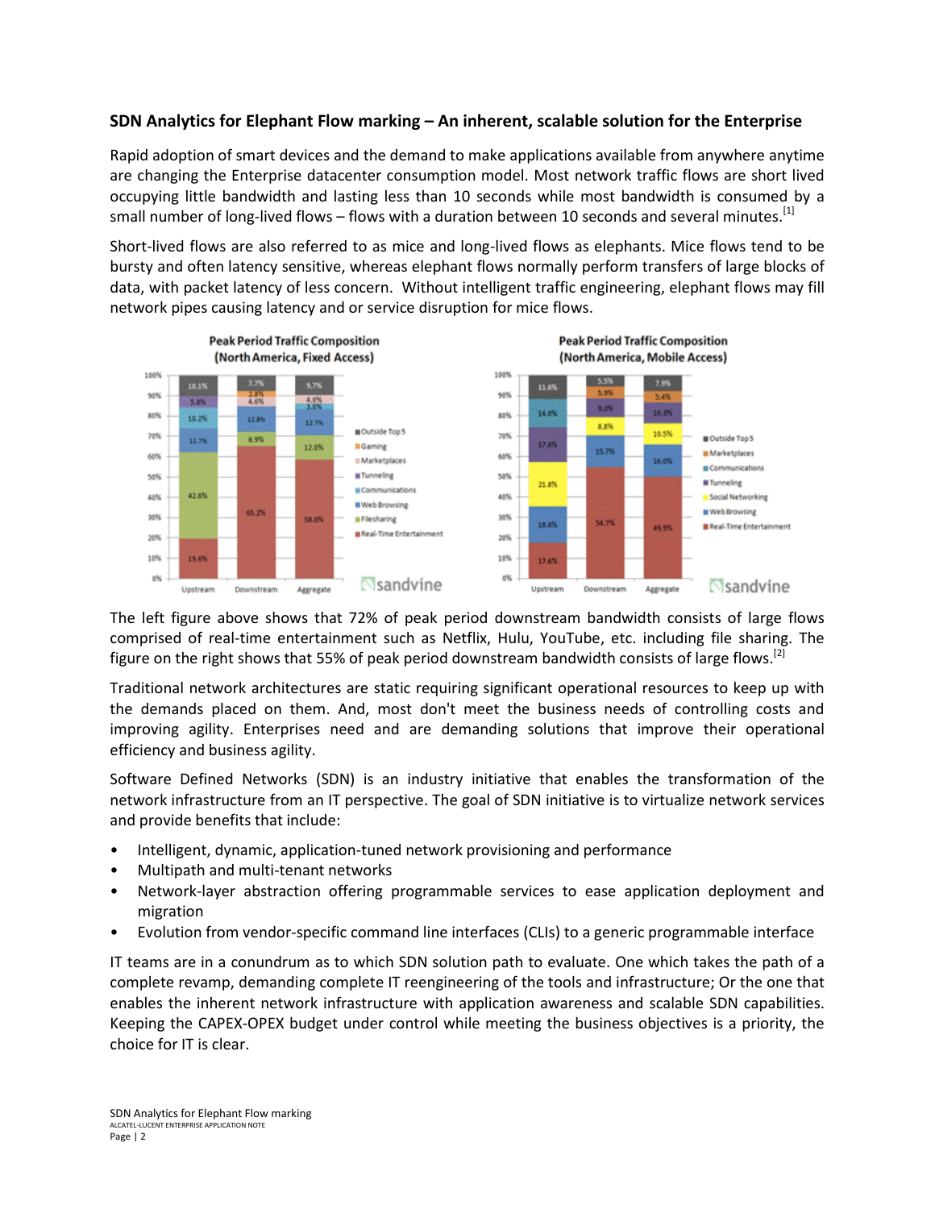## SDN Analytics for Elephant Flow marking – An inherent, scalable solution for the Enterprise

Rapid adoption of smart devices and the demand to make applications available from anywhere anytime are changing the Enterprise datacenter consumption model. Most network traffic flows are short lived occupying little bandwidth and lasting less than 10 seconds while most bandwidth is consumed by a small number of long-lived flows – flows with a duration between 10 seconds and several minutes.[1]

Short-lived flows are also referred to as mice and long-lived flows as elephants. Mice flows tend to be bursty and often latency sensitive, whereas elephant flows normally perform transfers of large blocks of data, with packet latency of less concern. Without intelligent traffic engineering, elephant flows may fill network pipes causing latency and or service disruption for mice flows.

The left figure above shows that 72% of peak period downstream bandwidth consists of large flows comprised of real-time entertainment such as Netflix, Hulu, YouTube, etc. including file sharing. The figure on the right shows that 55% of peak period downstream bandwidth consists of large flows.[2]

Traditional network architectures are static requiring significant operational resources to keep up with the demands placed on them. And, most don't meet the business needs of controlling costs and improving agility. Enterprises need and are demanding solutions that improve their operational efficiency and business agility.

Software Defined Networks (SDN) is an industry initiative that enables the transformation of the network infrastructure from an IT perspective. The goal of SDN initiative is to virtualize network services and provide benefits that include:

- Intelligent, dynamic, application-tuned network provisioning and performance
- Multipath and multi-tenant networks
- Network-layer abstraction offering programmable services to ease application deployment and migration
- Evolution from vendor-specific command line interfaces (CLIs) to a generic programmable interface

IT teams are in a conundrum as to which SDN solution path to evaluate. One which takes the path of a complete revamp, demanding complete IT reengineering of the tools and infrastructure; Or the one that enables the inherent network infrastructure with application awareness and scalable SDN capabilities. Keeping the CAPEX-OPEX budget under control while meeting the business objectives is a priority, the choice for IT is clear.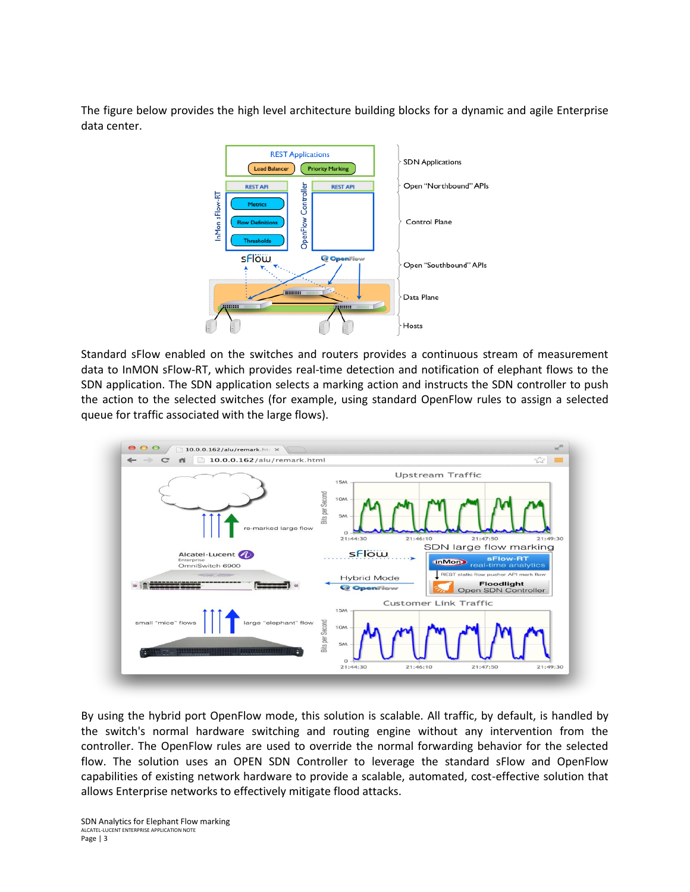The figure below provides the high level architecture building blocks for a dynamic and agile Enterprise data center.

Standard sFlow enabled on the switches and routers provides a continuous stream of measurement data to InMON sFlow-RT, which provides real-time detection and notification of elephant flows to the SDN application. The SDN application selects a marking action and instructs the SDN controller to push the action to the selected switches (for example, using standard OpenFlow rules to assign a selected queue for traffic associated with the large flows).

By using the hybrid port OpenFlow mode, this solution is scalable. All traffic, by default, is handled by the switch's normal hardware switching and routing engine without any intervention from the controller. The OpenFlow rules are used to override the normal forwarding behavior for the selected flow. The solution uses an OPEN SDN Controller to leverage the standard sFlow and OpenFlow capabilities of existing network hardware to provide a scalable, automated, cost-effective solution that allows Enterprise networks to effectively mitigate flood attacks.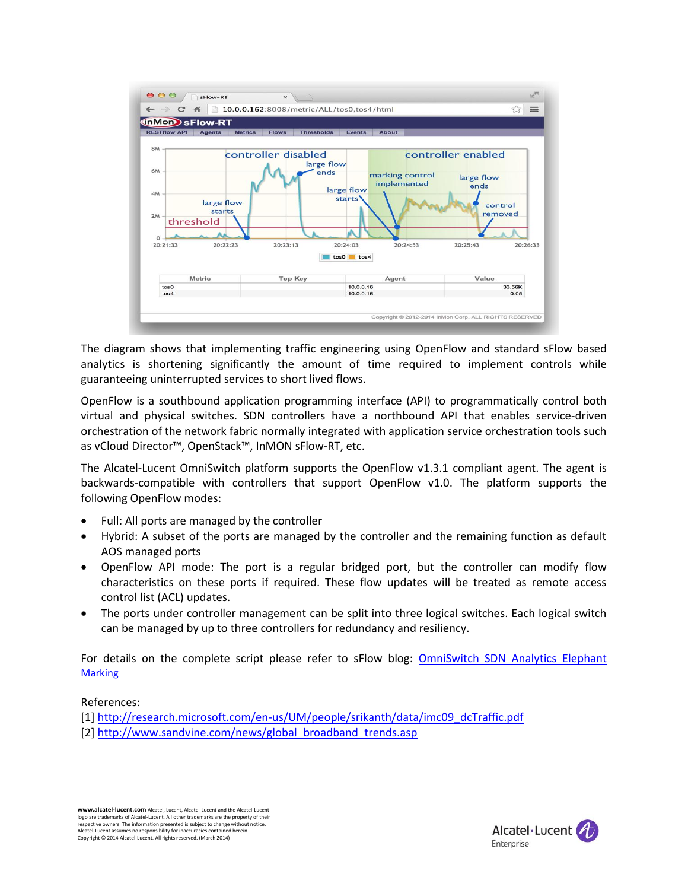sFlow-RT

10.0.0.162:8008/metric/ALL/tos0,tos4/html

inMon sFlow-RT

RESTflow API | Agents | Metrics | Flows | Thresholds | Events | About

8M
6M
4M
2M
0

controller disabled
controller enabled
large flow ends
marking control implemented
large flow ends
large flow starts
large flow starts
control removed
threshold

20:21:33 20:22:23 20:23:13 20:24:03 20:24:53 20:25:43 20:26:33

tos0 tos4

| Metric | Top Key | Agent | Value |
|---|---|---|---|
| tos0 | | 10.0.0.16 | 33.56K |
| tos4 | | 10.0.0.16 | 0.05 |

Copyright © 2012-2014 InMon Corp. ALL RIGHTS RESERVED

The diagram shows that implementing traffic engineering using OpenFlow and standard sFlow based analytics is shortening significantly the amount of time required to implement controls while guaranteeing uninterrupted services to short lived flows.

OpenFlow is a southbound application programming interface (API) to programmatically control both virtual and physical switches. SDN controllers have a northbound API that enables service-driven orchestration of the network fabric normally integrated with application service orchestration tools such as vCloud Director™, OpenStack™, InMON sFlow-RT, etc.

The Alcatel-Lucent OmniSwitch platform supports the OpenFlow v1.3.1 compliant agent. The agent is backwards-compatible with controllers that support OpenFlow v1.0. The platform supports the following OpenFlow modes:

- Full: All ports are managed by the controller
- Hybrid: A subset of the ports are managed by the controller and the remaining function as default AOS managed ports
- OpenFlow API mode: The port is a regular bridged port, but the controller can modify flow characteristics on these ports if required. These flow updates will be treated as remote access control list (ACL) updates.
- The ports under controller management can be split into three logical switches. Each logical switch can be managed by up to three controllers for redundancy and resiliency.

For details on the complete script please refer to sFlow blog: [OmniSwitch SDN Analytics Elephant Marking]()

References:
[1] http://research.microsoft.com/en-us/UM/people/srikanth/data/imc09_dcTraffic.pdf
[2] http://www.sandvine.com/news/global_broadband_trends.asp

**www.alcatel-lucent.com** Alcatel, Lucent, Alcatel-Lucent and the Alcatel-Lucent logo are trademarks of Alcatel-Lucent. All other trademarks are the property of their respective owners. The information presented is subject to change without notice. Alcatel-Lucent assumes no responsibility for inaccuracies contained herein. Copyright © 2014 Alcatel-Lucent. All rights reserved. (March 2014)

Alcatel·Lucent Enterprise